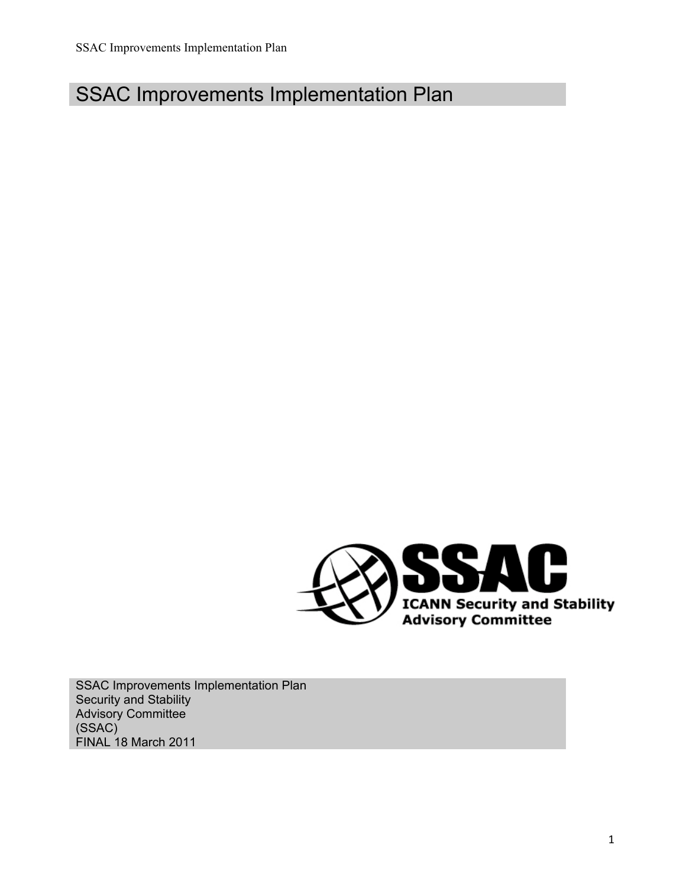# SSAC Improvements Implementation Plan

SSAC Improvements Implementation Plan
Security and Stability
Advisory Committee
(SSAC)
FINAL 18 March 2011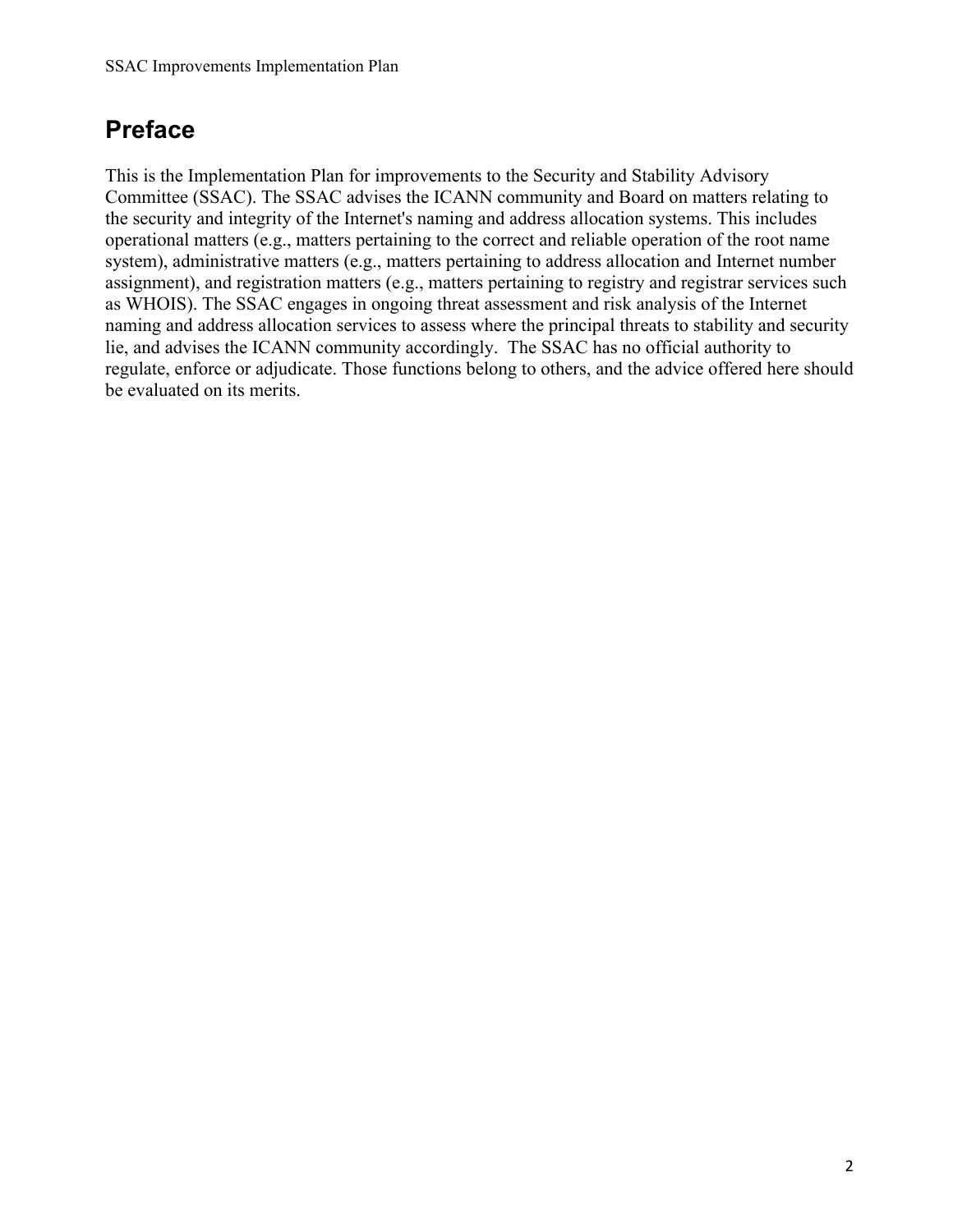# Preface

This is the Implementation Plan for improvements to the Security and Stability Advisory Committee (SSAC). The SSAC advises the ICANN community and Board on matters relating to the security and integrity of the Internet's naming and address allocation systems. This includes operational matters (e.g., matters pertaining to the correct and reliable operation of the root name system), administrative matters (e.g., matters pertaining to address allocation and Internet number assignment), and registration matters (e.g., matters pertaining to registry and registrar services such as WHOIS). The SSAC engages in ongoing threat assessment and risk analysis of the Internet naming and address allocation services to assess where the principal threats to stability and security lie, and advises the ICANN community accordingly. The SSAC has no official authority to regulate, enforce or adjudicate. Those functions belong to others, and the advice offered here should be evaluated on its merits.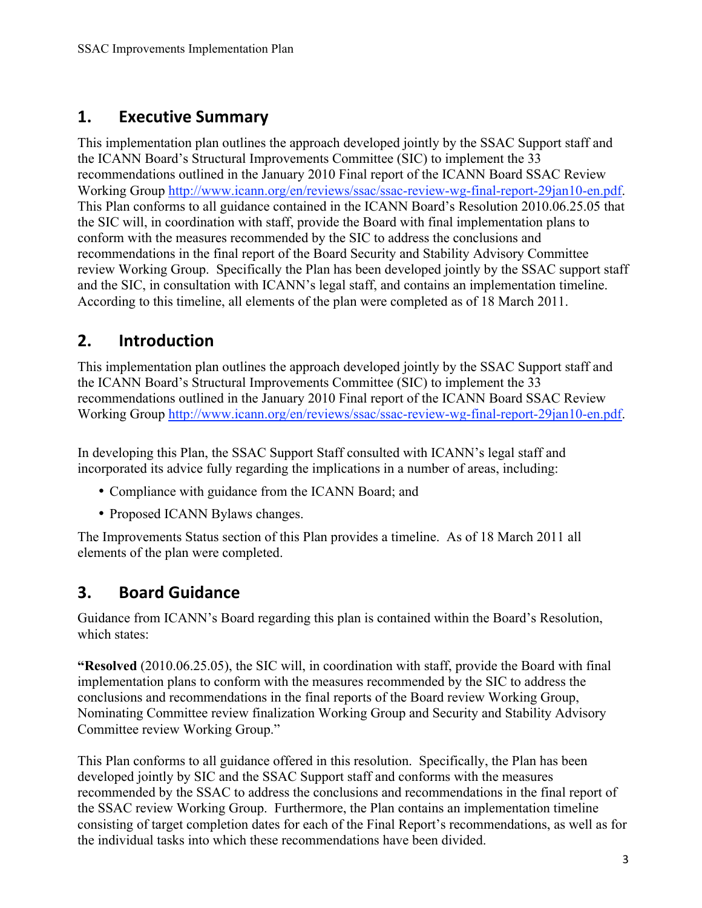## 1. Executive Summary

This implementation plan outlines the approach developed jointly by the SSAC Support staff and the ICANN Board's Structural Improvements Committee (SIC) to implement the 33 recommendations outlined in the January 2010 Final report of the ICANN Board SSAC Review Working Group http://www.icann.org/en/reviews/ssac/ssac-review-wg-final-report-29jan10-en.pdf. This Plan conforms to all guidance contained in the ICANN Board's Resolution 2010.06.25.05 that the SIC will, in coordination with staff, provide the Board with final implementation plans to conform with the measures recommended by the SIC to address the conclusions and recommendations in the final report of the Board Security and Stability Advisory Committee review Working Group. Specifically the Plan has been developed jointly by the SSAC support staff and the SIC, in consultation with ICANN's legal staff, and contains an implementation timeline. According to this timeline, all elements of the plan were completed as of 18 March 2011.

## 2. Introduction

This implementation plan outlines the approach developed jointly by the SSAC Support staff and the ICANN Board's Structural Improvements Committee (SIC) to implement the 33 recommendations outlined in the January 2010 Final report of the ICANN Board SSAC Review Working Group http://www.icann.org/en/reviews/ssac/ssac-review-wg-final-report-29jan10-en.pdf.

In developing this Plan, the SSAC Support Staff consulted with ICANN's legal staff and incorporated its advice fully regarding the implications in a number of areas, including:

- Compliance with guidance from the ICANN Board; and
- Proposed ICANN Bylaws changes.

The Improvements Status section of this Plan provides a timeline. As of 18 March 2011 all elements of the plan were completed.

## 3. Board Guidance

Guidance from ICANN's Board regarding this plan is contained within the Board's Resolution, which states:

"**Resolved** (2010.06.25.05), the SIC will, in coordination with staff, provide the Board with final implementation plans to conform with the measures recommended by the SIC to address the conclusions and recommendations in the final reports of the Board review Working Group, Nominating Committee review finalization Working Group and Security and Stability Advisory Committee review Working Group."

This Plan conforms to all guidance offered in this resolution. Specifically, the Plan has been developed jointly by SIC and the SSAC Support staff and conforms with the measures recommended by the SSAC to address the conclusions and recommendations in the final report of the SSAC review Working Group. Furthermore, the Plan contains an implementation timeline consisting of target completion dates for each of the Final Report's recommendations, as well as for the individual tasks into which these recommendations have been divided.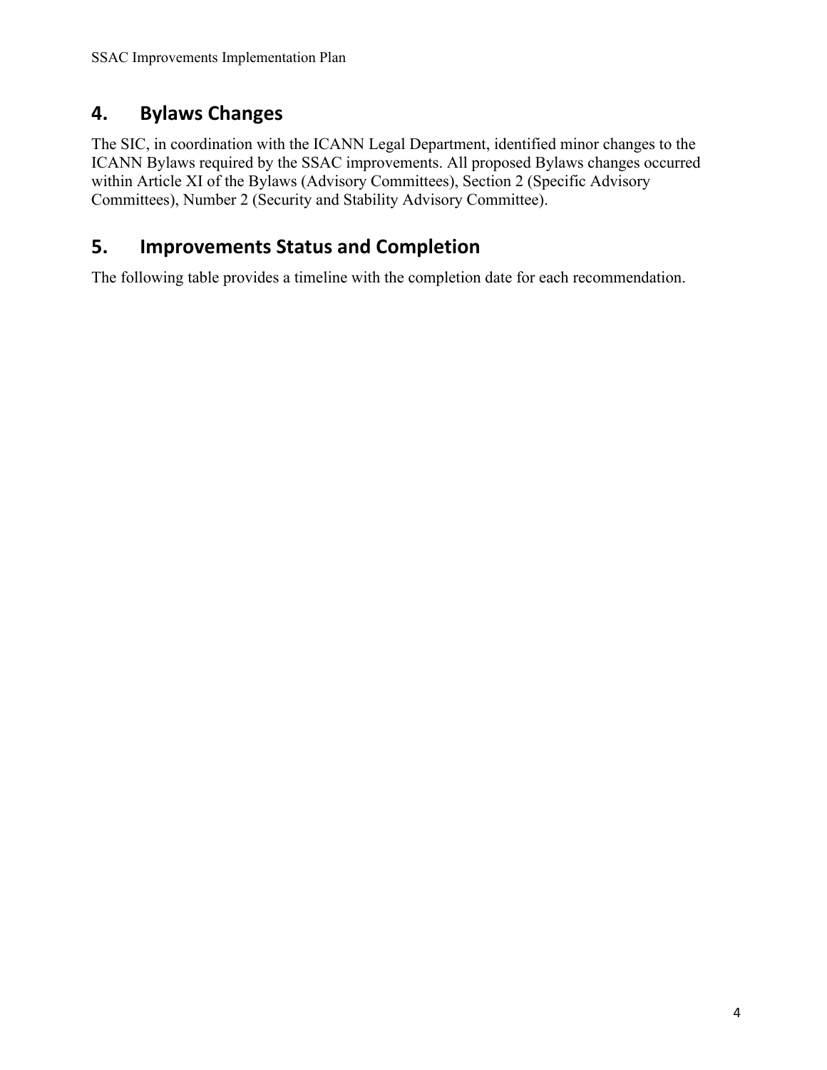## 4. Bylaws Changes

The SIC, in coordination with the ICANN Legal Department, identified minor changes to the ICANN Bylaws required by the SSAC improvements. All proposed Bylaws changes occurred within Article XI of the Bylaws (Advisory Committees), Section 2 (Specific Advisory Committees), Number 2 (Security and Stability Advisory Committee).

## 5. Improvements Status and Completion

The following table provides a timeline with the completion date for each recommendation.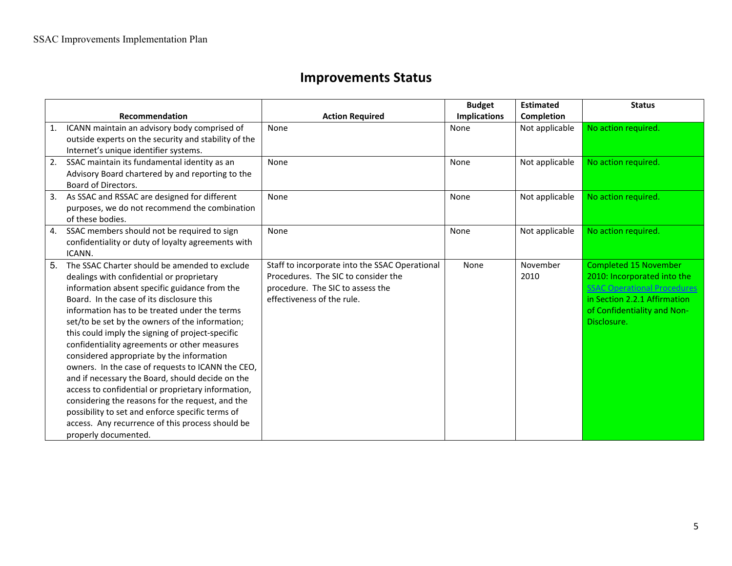# Improvements Status

| | Recommendation | Action Required | Budget Implications | Estimated Completion | Status |
|---|---|---|---|---|---|
| 1. | ICANN maintain an advisory body comprised of outside experts on the security and stability of the Internet's unique identifier systems. | None | None | Not applicable | No action required. |
| 2. | SSAC maintain its fundamental identity as an Advisory Board chartered by and reporting to the Board of Directors. | None | None | Not applicable | No action required. |
| 3. | As SSAC and RSSAC are designed for different purposes, we do not recommend the combination of these bodies. | None | None | Not applicable | No action required. |
| 4. | SSAC members should not be required to sign confidentiality or duty of loyalty agreements with ICANN. | None | None | Not applicable | No action required. |
| 5. | The SSAC Charter should be amended to exclude dealings with confidential or proprietary information absent specific guidance from the Board. In the case of its disclosure this information has to be treated under the terms set/to be set by the owners of the information; this could imply the signing of project-specific confidentiality agreements or other measures considered appropriate by the information owners. In the case of requests to ICANN the CEO, and if necessary the Board, should decide on the access to confidential or proprietary information, considering the reasons for the request, and the possibility to set and enforce specific terms of access. Any recurrence of this process should be properly documented. | Staff to incorporate into the SSAC Operational Procedures. The SIC to consider the procedure. The SIC to assess the effectiveness of the rule. | None | November 2010 | Completed 15 November 2010: Incorporated into the SSAC Operational Procedures in Section 2.2.1 Affirmation of Confidentiality and Non-Disclosure. |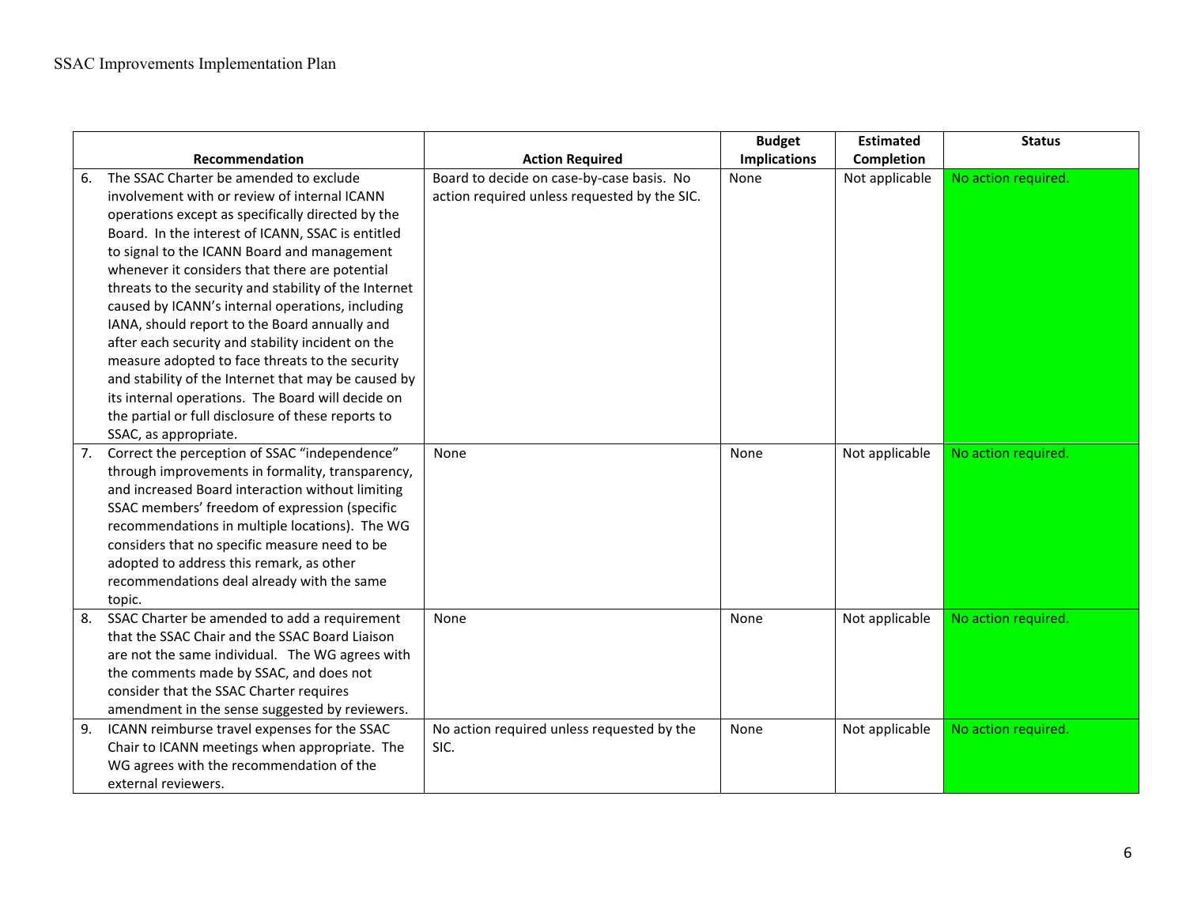| Recommendation | Action Required | Budget Implications | Estimated Completion | Status |
|---|---|---|---|---|
| 6. The SSAC Charter be amended to exclude involvement with or review of internal ICANN operations except as specifically directed by the Board. In the interest of ICANN, SSAC is entitled to signal to the ICANN Board and management whenever it considers that there are potential threats to the security and stability of the Internet caused by ICANN's internal operations, including IANA, should report to the Board annually and after each security and stability incident on the measure adopted to face threats to the security and stability of the Internet that may be caused by its internal operations. The Board will decide on the partial or full disclosure of these reports to SSAC, as appropriate. | Board to decide on case-by-case basis. No action required unless requested by the SIC. | None | Not applicable | No action required. |
| 7. Correct the perception of SSAC "independence" through improvements in formality, transparency, and increased Board interaction without limiting SSAC members' freedom of expression (specific recommendations in multiple locations). The WG considers that no specific measure need to be adopted to address this remark, as other recommendations deal already with the same topic. | None | None | Not applicable | No action required. |
| 8. SSAC Charter be amended to add a requirement that the SSAC Chair and the SSAC Board Liaison are not the same individual. The WG agrees with the comments made by SSAC, and does not consider that the SSAC Charter requires amendment in the sense suggested by reviewers. | None | None | Not applicable | No action required. |
| 9. ICANN reimburse travel expenses for the SSAC Chair to ICANN meetings when appropriate. The WG agrees with the recommendation of the external reviewers. | No action required unless requested by the SIC. | None | Not applicable | No action required. |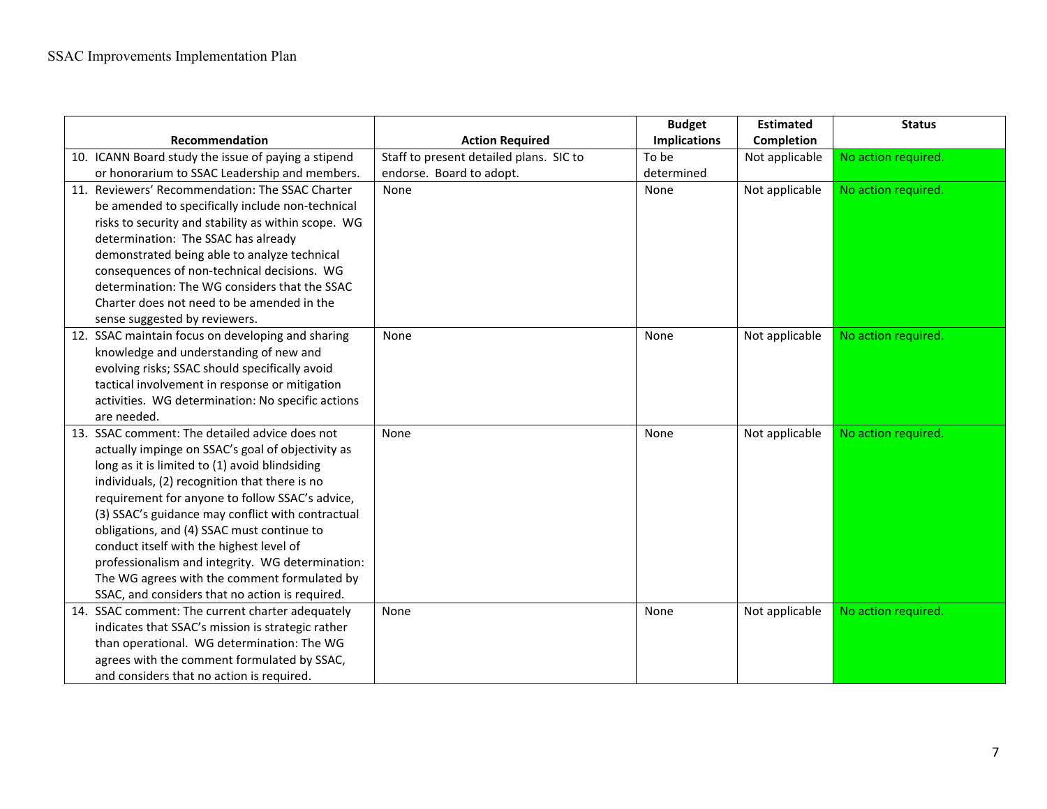| Recommendation | Action Required | Budget Implications | Estimated Completion | Status |
|---|---|---|---|---|
| 10. ICANN Board study the issue of paying a stipend or honorarium to SSAC Leadership and members. | Staff to present detailed plans. SIC to endorse. Board to adopt. | To be determined | Not applicable | No action required. |
| 11. Reviewers' Recommendation: The SSAC Charter be amended to specifically include non-technical risks to security and stability as within scope. WG determination: The SSAC has already demonstrated being able to analyze technical consequences of non-technical decisions. WG determination: The WG considers that the SSAC Charter does not need to be amended in the sense suggested by reviewers. | None | None | Not applicable | No action required. |
| 12. SSAC maintain focus on developing and sharing knowledge and understanding of new and evolving risks; SSAC should specifically avoid tactical involvement in response or mitigation activities. WG determination: No specific actions are needed. | None | None | Not applicable | No action required. |
| 13. SSAC comment: The detailed advice does not actually impinge on SSAC's goal of objectivity as long as it is limited to (1) avoid blindsiding individuals, (2) recognition that there is no requirement for anyone to follow SSAC's advice, (3) SSAC's guidance may conflict with contractual obligations, and (4) SSAC must continue to conduct itself with the highest level of professionalism and integrity. WG determination: The WG agrees with the comment formulated by SSAC, and considers that no action is required. | None | None | Not applicable | No action required. |
| 14. SSAC comment: The current charter adequately indicates that SSAC's mission is strategic rather than operational. WG determination: The WG agrees with the comment formulated by SSAC, and considers that no action is required. | None | None | Not applicable | No action required. |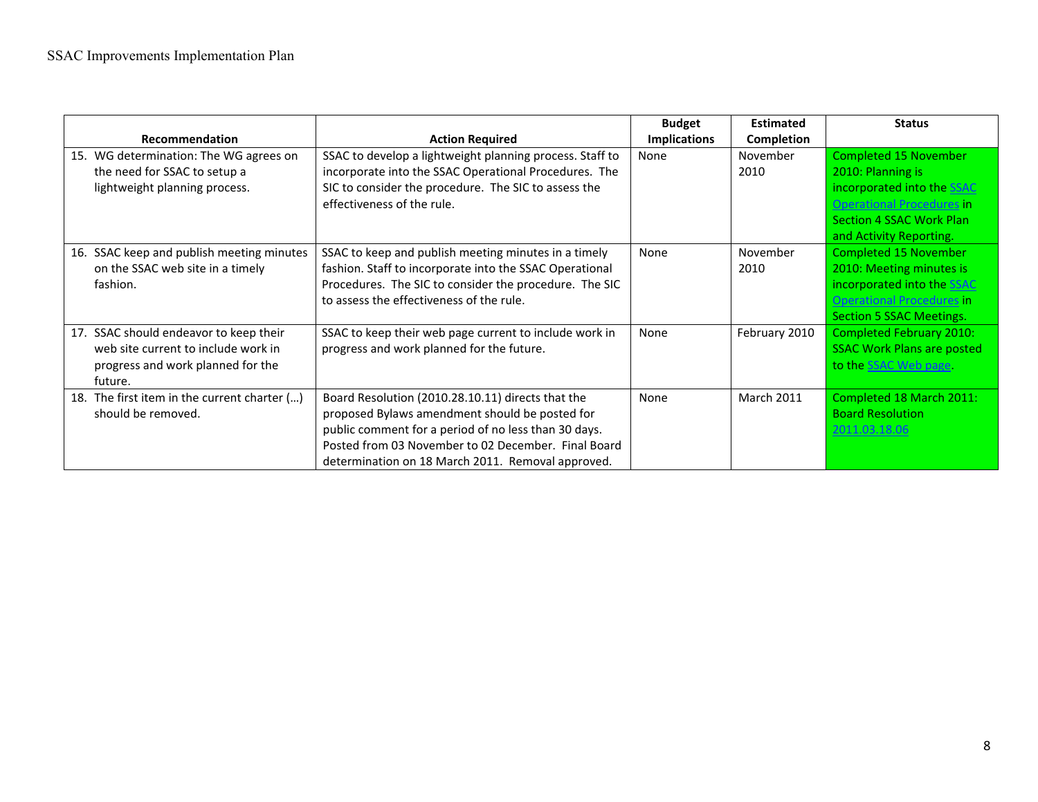| Recommendation | Action Required | Budget Implications | Estimated Completion | Status |
|---|---|---|---|---|
| 15. WG determination: The WG agrees on the need for SSAC to setup a lightweight planning process. | SSAC to develop a lightweight planning process. Staff to incorporate into the SSAC Operational Procedures. The SIC to consider the procedure. The SIC to assess the effectiveness of the rule. | None | November 2010 | Completed 15 November 2010: Planning is incorporated into the SSAC Operational Procedures in Section 4 SSAC Work Plan and Activity Reporting. |
| 16. SSAC keep and publish meeting minutes on the SSAC web site in a timely fashion. | SSAC to keep and publish meeting minutes in a timely fashion. Staff to incorporate into the SSAC Operational Procedures. The SIC to consider the procedure. The SIC to assess the effectiveness of the rule. | None | November 2010 | Completed 15 November 2010: Meeting minutes is incorporated into the SSAC Operational Procedures in Section 5 SSAC Meetings. |
| 17. SSAC should endeavor to keep their web site current to include work in progress and work planned for the future. | SSAC to keep their web page current to include work in progress and work planned for the future. | None | February 2010 | Completed February 2010: SSAC Work Plans are posted to the SSAC Web page. |
| 18. The first item in the current charter (…) should be removed. | Board Resolution (2010.28.10.11) directs that the proposed Bylaws amendment should be posted for public comment for a period of no less than 30 days. Posted from 03 November to 02 December. Final Board determination on 18 March 2011. Removal approved. | None | March 2011 | Completed 18 March 2011: Board Resolution 2011.03.18.06 |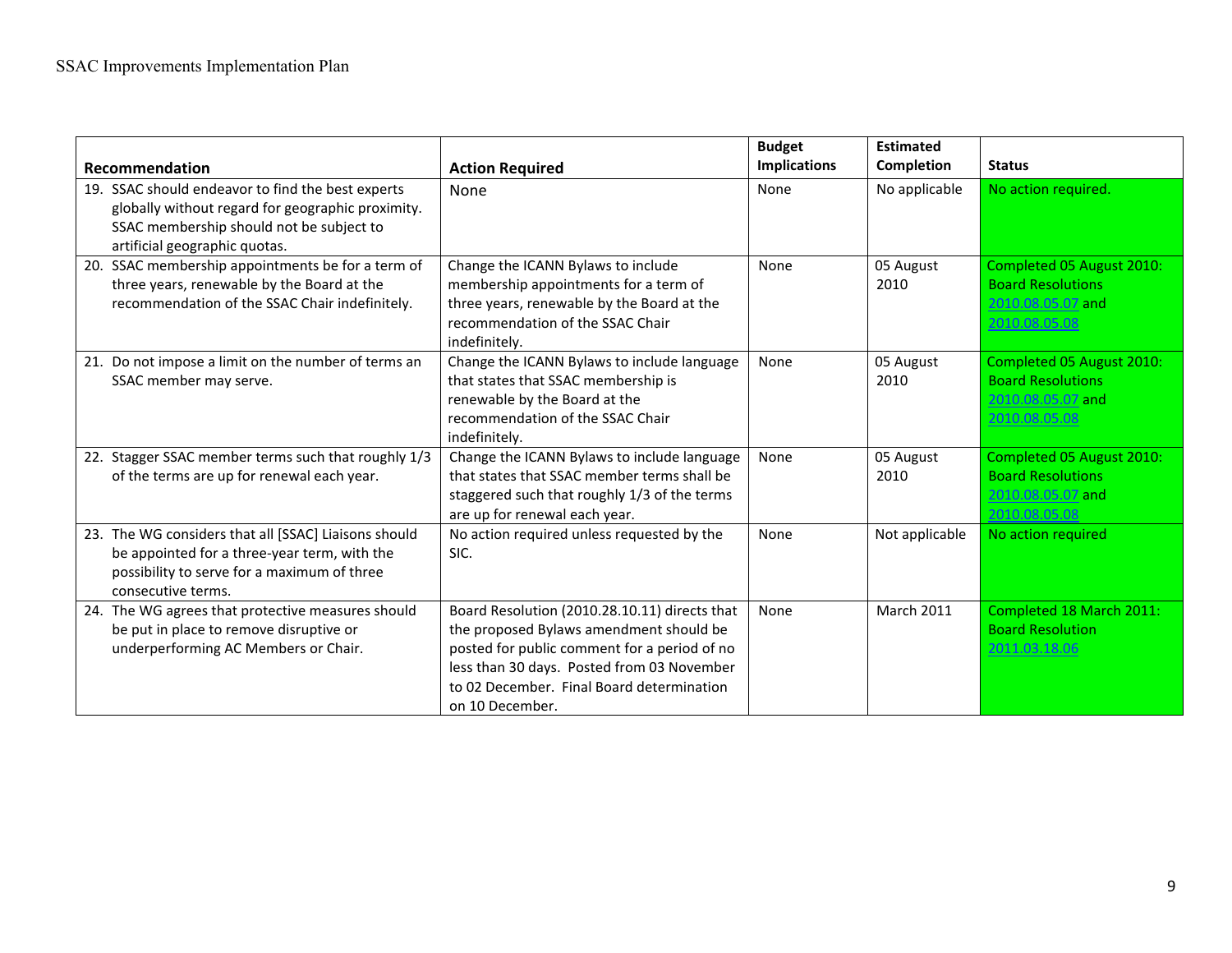| Recommendation | Action Required | Budget Implications | Estimated Completion | Status |
|---|---|---|---|---|
| 19. SSAC should endeavor to find the best experts globally without regard for geographic proximity. SSAC membership should not be subject to artificial geographic quotas. | None | None | No applicable | No action required. |
| 20. SSAC membership appointments be for a term of three years, renewable by the Board at the recommendation of the SSAC Chair indefinitely. | Change the ICANN Bylaws to include membership appointments for a term of three years, renewable by the Board at the recommendation of the SSAC Chair indefinitely. | None | 05 August 2010 | Completed 05 August 2010: Board Resolutions 2010.08.05.07 and 2010.08.05.08 |
| 21. Do not impose a limit on the number of terms an SSAC member may serve. | Change the ICANN Bylaws to include language that states that SSAC membership is renewable by the Board at the recommendation of the SSAC Chair indefinitely. | None | 05 August 2010 | Completed 05 August 2010: Board Resolutions 2010.08.05.07 and 2010.08.05.08 |
| 22. Stagger SSAC member terms such that roughly 1/3 of the terms are up for renewal each year. | Change the ICANN Bylaws to include language that states that SSAC member terms shall be staggered such that roughly 1/3 of the terms are up for renewal each year. | None | 05 August 2010 | Completed 05 August 2010: Board Resolutions 2010.08.05.07 and 2010.08.05.08 |
| 23. The WG considers that all [SSAC] Liaisons should be appointed for a three-year term, with the possibility to serve for a maximum of three consecutive terms. | No action required unless requested by the SIC. | None | Not applicable | No action required |
| 24. The WG agrees that protective measures should be put in place to remove disruptive or underperforming AC Members or Chair. | Board Resolution (2010.28.10.11) directs that the proposed Bylaws amendment should be posted for public comment for a period of no less than 30 days. Posted from 03 November to 02 December. Final Board determination on 10 December. | None | March 2011 | Completed 18 March 2011: Board Resolution 2011.03.18.06 |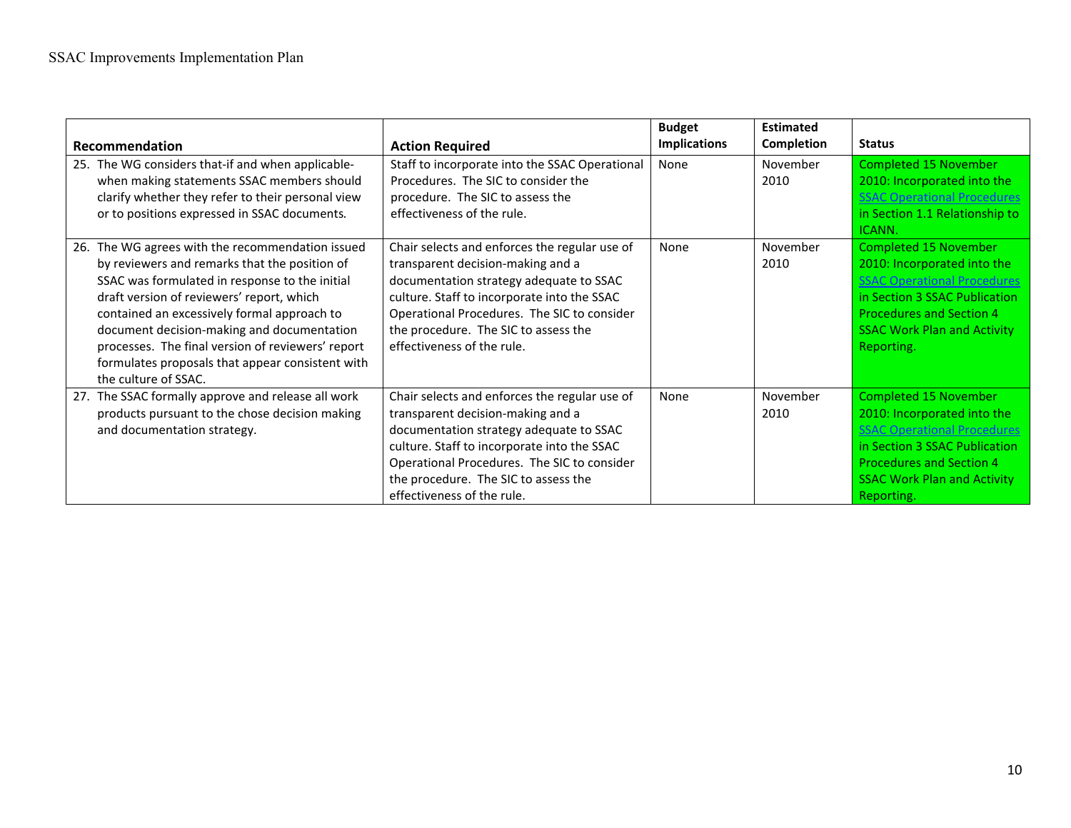| Recommendation | Action Required | Budget Implications | Estimated Completion | Status |
|---|---|---|---|---|
| 25. The WG considers that-if and when applicable-when making statements SSAC members should clarify whether they refer to their personal view or to positions expressed in SSAC documents. | Staff to incorporate into the SSAC Operational Procedures. The SIC to consider the procedure. The SIC to assess the effectiveness of the rule. | None | November 2010 | Completed 15 November 2010: Incorporated into the SSAC Operational Procedures in Section 1.1 Relationship to ICANN. |
| 26. The WG agrees with the recommendation issued by reviewers and remarks that the position of SSAC was formulated in response to the initial draft version of reviewers' report, which contained an excessively formal approach to document decision-making and documentation processes. The final version of reviewers' report formulates proposals that appear consistent with the culture of SSAC. | Chair selects and enforces the regular use of transparent decision-making and a documentation strategy adequate to SSAC culture. Staff to incorporate into the SSAC Operational Procedures. The SIC to consider the procedure. The SIC to assess the effectiveness of the rule. | None | November 2010 | Completed 15 November 2010: Incorporated into the SSAC Operational Procedures in Section 3 SSAC Publication Procedures and Section 4 SSAC Work Plan and Activity Reporting. |
| 27. The SSAC formally approve and release all work products pursuant to the chose decision making and documentation strategy. | Chair selects and enforces the regular use of transparent decision-making and a documentation strategy adequate to SSAC culture. Staff to incorporate into the SSAC Operational Procedures. The SIC to consider the procedure. The SIC to assess the effectiveness of the rule. | None | November 2010 | Completed 15 November 2010: Incorporated into the SSAC Operational Procedures in Section 3 SSAC Publication Procedures and Section 4 SSAC Work Plan and Activity Reporting. |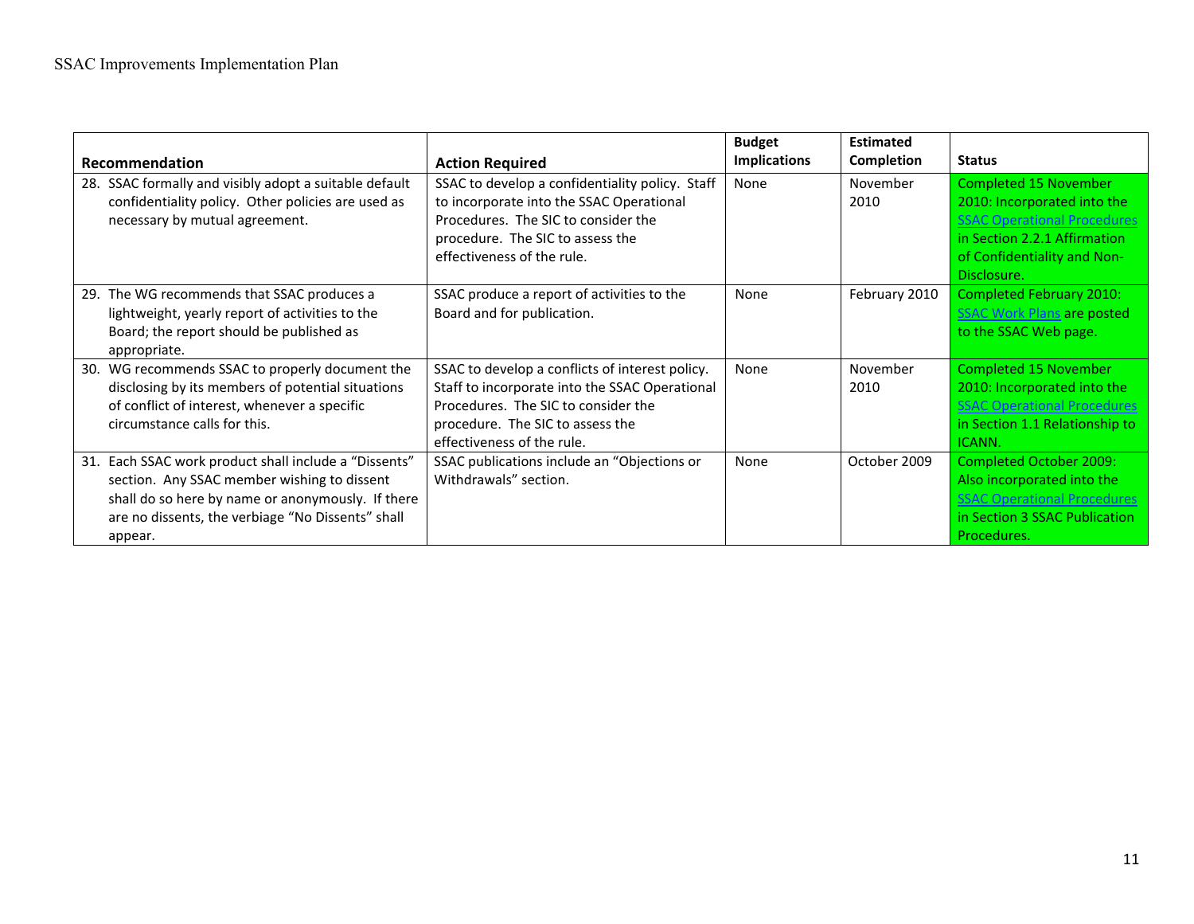| Recommendation | Action Required | Budget Implications | Estimated Completion | Status |
|---|---|---|---|---|
| 28. SSAC formally and visibly adopt a suitable default confidentiality policy. Other policies are used as necessary by mutual agreement. | SSAC to develop a confidentiality policy. Staff to incorporate into the SSAC Operational Procedures. The SIC to consider the procedure. The SIC to assess the effectiveness of the rule. | None | November 2010 | Completed 15 November 2010: Incorporated into the SSAC Operational Procedures in Section 2.2.1 Affirmation of Confidentiality and Non-Disclosure. |
| 29. The WG recommends that SSAC produces a lightweight, yearly report of activities to the Board; the report should be published as appropriate. | SSAC produce a report of activities to the Board and for publication. | None | February 2010 | Completed February 2010: SSAC Work Plans are posted to the SSAC Web page. |
| 30. WG recommends SSAC to properly document the disclosing by its members of potential situations of conflict of interest, whenever a specific circumstance calls for this. | SSAC to develop a conflicts of interest policy. Staff to incorporate into the SSAC Operational Procedures. The SIC to consider the procedure. The SIC to assess the effectiveness of the rule. | None | November 2010 | Completed 15 November 2010: Incorporated into the SSAC Operational Procedures in Section 1.1 Relationship to ICANN. |
| 31. Each SSAC work product shall include a "Dissents" section. Any SSAC member wishing to dissent shall do so here by name or anonymously. If there are no dissents, the verbiage "No Dissents" shall appear. | SSAC publications include an "Objections or Withdrawals" section. | None | October 2009 | Completed October 2009: Also incorporated into the SSAC Operational Procedures in Section 3 SSAC Publication Procedures. |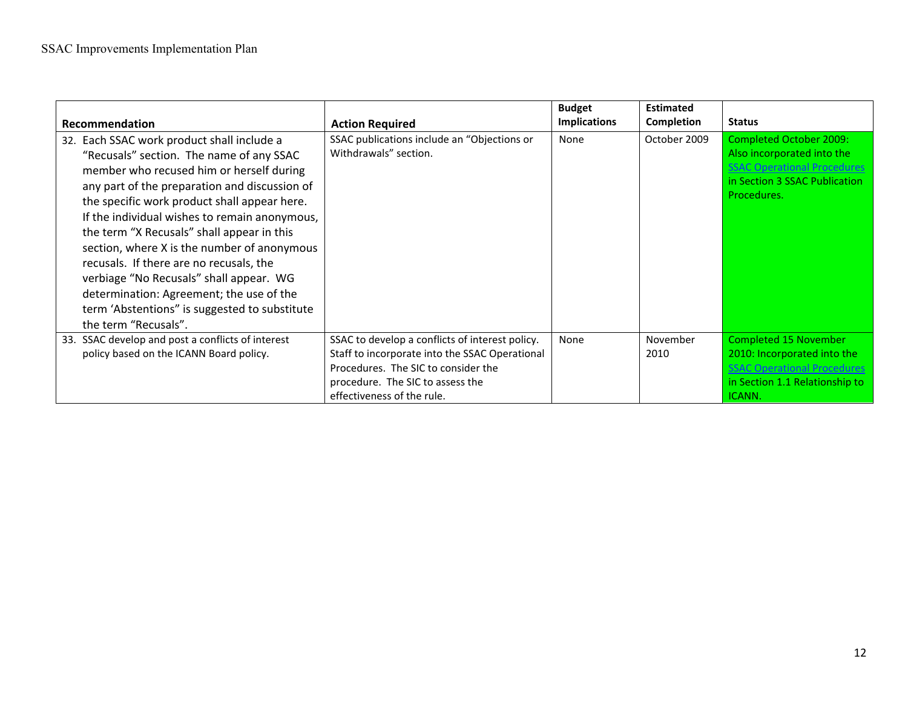| Recommendation | Action Required | Budget Implications | Estimated Completion | Status |
|---|---|---|---|---|
| 32. Each SSAC work product shall include a "Recusals" section. The name of any SSAC member who recused him or herself during any part of the preparation and discussion of the specific work product shall appear here. If the individual wishes to remain anonymous, the term "X Recusals" shall appear in this section, where X is the number of anonymous recusals. If there are no recusals, the verbiage "No Recusals" shall appear. WG determination: Agreement; the use of the term 'Abstentions" is suggested to substitute the term "Recusals". | SSAC publications include an "Objections or Withdrawals" section. | None | October 2009 | Completed October 2009: Also incorporated into the SSAC Operational Procedures in Section 3 SSAC Publication Procedures. |
| 33. SSAC develop and post a conflicts of interest policy based on the ICANN Board policy. | SSAC to develop a conflicts of interest policy. Staff to incorporate into the SSAC Operational Procedures. The SIC to consider the procedure. The SIC to assess the effectiveness of the rule. | None | November 2010 | Completed 15 November 2010: Incorporated into the SSAC Operational Procedures in Section 1.1 Relationship to ICANN. |